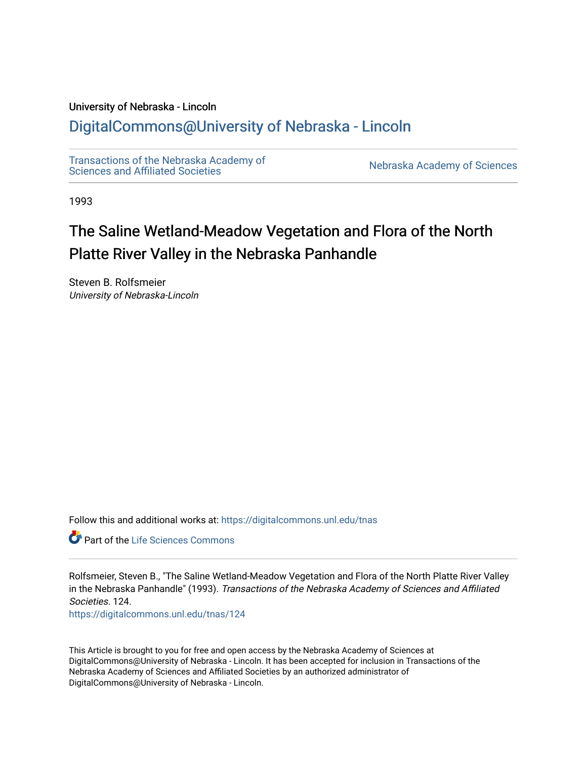University of Nebraska - Lincoln

## DigitalCommons@University of Nebraska - Lincoln

Transactions of the Nebraska Academy of Sciences and Affiliated Societies

Nebraska Academy of Sciences

1993

# The Saline Wetland-Meadow Vegetation and Flora of the North Platte River Valley in the Nebraska Panhandle

Steven B. Rolfsmeier
*University of Nebraska-Lincoln*

Follow this and additional works at: https://digitalcommons.unl.edu/tnas

Part of the Life Sciences Commons

Rolfsmeier, Steven B., "The Saline Wetland-Meadow Vegetation and Flora of the North Platte River Valley in the Nebraska Panhandle" (1993). *Transactions of the Nebraska Academy of Sciences and Affiliated Societies*. 124.
https://digitalcommons.unl.edu/tnas/124

This Article is brought to you for free and open access by the Nebraska Academy of Sciences at DigitalCommons@University of Nebraska - Lincoln. It has been accepted for inclusion in Transactions of the Nebraska Academy of Sciences and Affiliated Societies by an authorized administrator of DigitalCommons@University of Nebraska - Lincoln.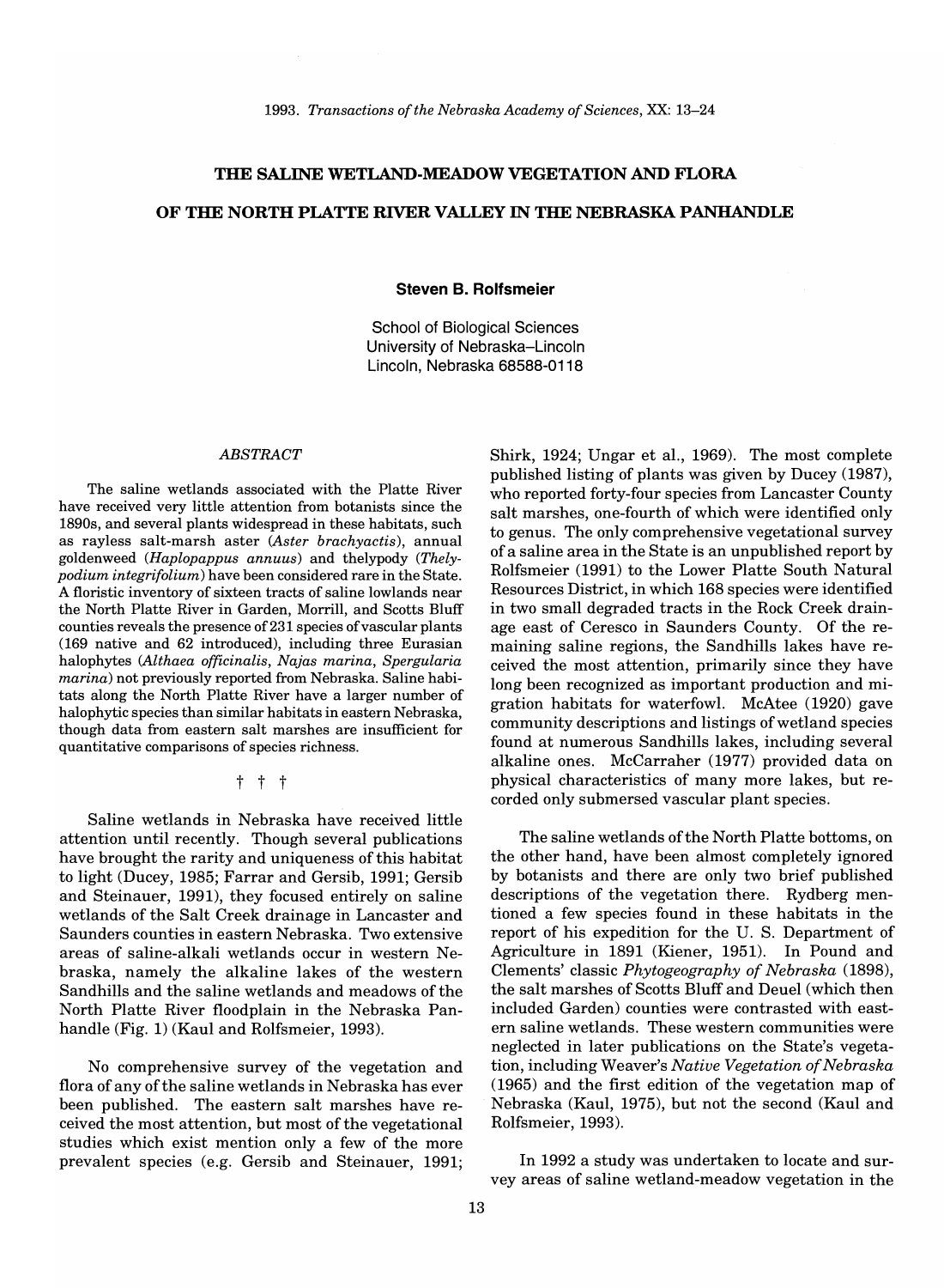# THE SALINE WETLAND-MEADOW VEGETATION AND FLORA OF THE NORTH PLATTE RIVER VALLEY IN THE NEBRASKA PANHANDLE

**Steven B. Rolfsmeier**

School of Biological Sciences
University of Nebraska–Lincoln
Lincoln, Nebraska 68588-0118

## *ABSTRACT*

The saline wetlands associated with the Platte River have received very little attention from botanists since the 1890s, and several plants widespread in these habitats, such as rayless salt-marsh aster (*Aster brachyactis*), annual goldenweed (*Haplopappus annuus*) and thelypody (*Thelypodium integrifolium*) have been considered rare in the State. A floristic inventory of sixteen tracts of saline lowlands near the North Platte River in Garden, Morrill, and Scotts Bluff counties reveals the presence of 231 species of vascular plants (169 native and 62 introduced), including three Eurasian halophytes (*Althaea officinalis*, *Najas marina*, *Spergularia marina*) not previously reported from Nebraska. Saline habitats along the North Platte River have a larger number of halophytic species than similar habitats in eastern Nebraska, though data from eastern salt marshes are insufficient for quantitative comparisons of species richness.

† † †

Saline wetlands in Nebraska have received little attention until recently. Though several publications have brought the rarity and uniqueness of this habitat to light (Ducey, 1985; Farrar and Gersib, 1991; Gersib and Steinauer, 1991), they focused entirely on saline wetlands of the Salt Creek drainage in Lancaster and Saunders counties in eastern Nebraska. Two extensive areas of saline-alkali wetlands occur in western Nebraska, namely the alkaline lakes of the western Sandhills and the saline wetlands and meadows of the North Platte River floodplain in the Nebraska Panhandle (Fig. 1) (Kaul and Rolfsmeier, 1993).

No comprehensive survey of the vegetation and flora of any of the saline wetlands in Nebraska has ever been published. The eastern salt marshes have received the most attention, but most of the vegetational studies which exist mention only a few of the more prevalent species (e.g. Gersib and Steinauer, 1991; Shirk, 1924; Ungar et al., 1969). The most complete published listing of plants was given by Ducey (1987), who reported forty-four species from Lancaster County salt marshes, one-fourth of which were identified only to genus. The only comprehensive vegetational survey of a saline area in the State is an unpublished report by Rolfsmeier (1991) to the Lower Platte South Natural Resources District, in which 168 species were identified in two small degraded tracts in the Rock Creek drainage east of Ceresco in Saunders County. Of the remaining saline regions, the Sandhills lakes have received the most attention, primarily since they have long been recognized as important production and migration habitats for waterfowl. McAtee (1920) gave community descriptions and listings of wetland species found at numerous Sandhills lakes, including several alkaline ones. McCarraher (1977) provided data on physical characteristics of many more lakes, but recorded only submersed vascular plant species.

The saline wetlands of the North Platte bottoms, on the other hand, have been almost completely ignored by botanists and there are only two brief published descriptions of the vegetation there. Rydberg mentioned a few species found in these habitats in the report of his expedition for the U. S. Department of Agriculture in 1891 (Kiener, 1951). In Pound and Clements' classic *Phytogeography of Nebraska* (1898), the salt marshes of Scotts Bluff and Deuel (which then included Garden) counties were contrasted with eastern saline wetlands. These western communities were neglected in later publications on the State's vegetation, including Weaver's *Native Vegetation of Nebraska* (1965) and the first edition of the vegetation map of Nebraska (Kaul, 1975), but not the second (Kaul and Rolfsmeier, 1993).

In 1992 a study was undertaken to locate and survey areas of saline wetland-meadow vegetation in the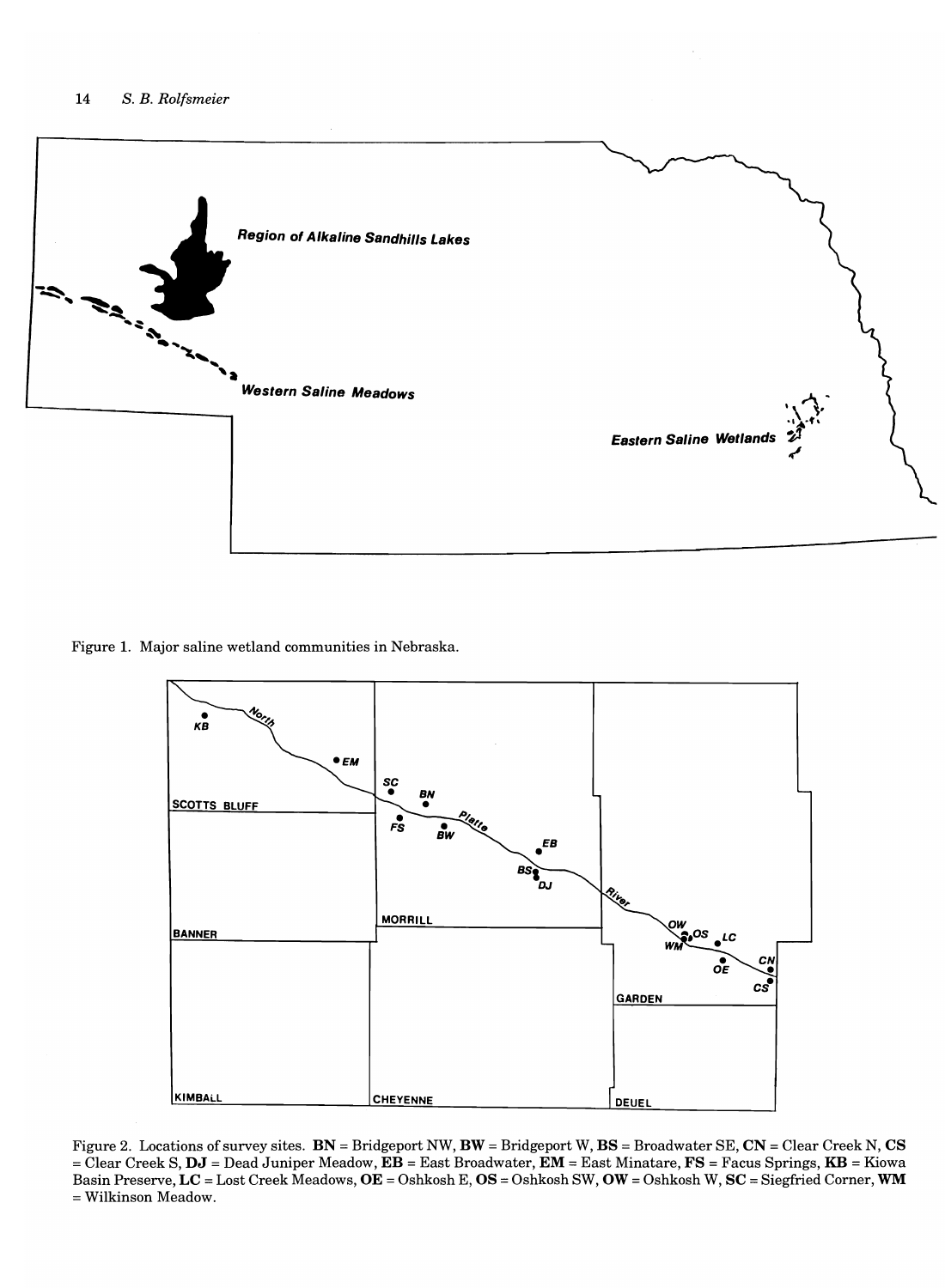Figure 1. Major saline wetland communities in Nebraska.

Figure 2. Locations of survey sites. **BN** = Bridgeport NW, **BW** = Bridgeport W, **BS** = Broadwater SE, **CN** = Clear Creek N, **CS** = Clear Creek S, **DJ** = Dead Juniper Meadow, **EB** = East Broadwater, **EM** = East Minatare, **FS** = Facus Springs, **KB** = Kiowa Basin Preserve, **LC** = Lost Creek Meadows, **OE** = Oshkosh E, **OS** = Oshkosh SW, **OW** = Oshkosh W, **SC** = Siegfried Corner, **WM** = Wilkinson Meadow.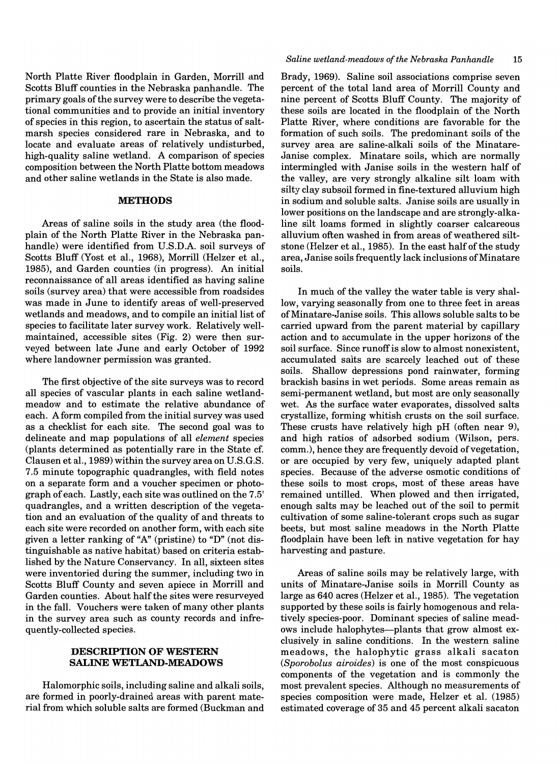North Platte River floodplain in Garden, Morrill and Scotts Bluff counties in the Nebraska panhandle. The primary goals of the survey were to describe the vegetational communities and to provide an initial inventory of species in this region, to ascertain the status of saltmarsh species considered rare in Nebraska, and to locate and evaluate areas of relatively undisturbed, high-quality saline wetland. A comparison of species composition between the North Platte bottom meadows and other saline wetlands in the State is also made.

## METHODS

Areas of saline soils in the study area (the floodplain of the North Platte River in the Nebraska panhandle) were identified from U.S.D.A. soil surveys of Scotts Bluff (Yost et al., 1968), Morrill (Helzer et al., 1985), and Garden counties (in progress). An initial reconnaissance of all areas identified as having saline soils (survey area) that were accessible from roadsides was made in June to identify areas of well-preserved wetlands and meadows, and to compile an initial list of species to facilitate later survey work. Relatively well-maintained, accessible sites (Fig. 2) were then surveyed between late June and early October of 1992 where landowner permission was granted.

The first objective of the site surveys was to record all species of vascular plants in each saline wetland-meadow and to estimate the relative abundance of each. A form compiled from the initial survey was used as a checklist for each site. The second goal was to delineate and map populations of all *element* species (plants determined as potentially rare in the State cf. Clausen et al., 1989) within the survey area on U.S.G.S. 7.5 minute topographic quadrangles, with field notes on a separate form and a voucher specimen or photograph of each. Lastly, each site was outlined on the 7.5' quadrangles, and a written description of the vegetation and an evaluation of the quality of and threats to each site were recorded on another form, with each site given a letter ranking of "A" (pristine) to "D" (not distinguishable as native habitat) based on criteria established by the Nature Conservancy. In all, sixteen sites were inventoried during the summer, including two in Scotts Bluff County and seven apiece in Morrill and Garden counties. About half the sites were resurveyed in the fall. Vouchers were taken of many other plants in the survey area such as county records and infrequently-collected species.

## DESCRIPTION OF WESTERN SALINE WETLAND-MEADOWS

Halomorphic soils, including saline and alkali soils, are formed in poorly-drained areas with parent material from which soluble salts are formed (Buckman and Brady, 1969). Saline soil associations comprise seven percent of the total land area of Morrill County and nine percent of Scotts Bluff County. The majority of these soils are located in the floodplain of the North Platte River, where conditions are favorable for the formation of such soils. The predominant soils of the survey area are saline-alkali soils of the Minatare-Janise complex. Minatare soils, which are normally intermingled with Janise soils in the western half of the valley, are very strongly alkaline silt loam with silty clay subsoil formed in fine-textured alluvium high in sodium and soluble salts. Janise soils are usually in lower positions on the landscape and are strongly-alkaline silt loams formed in slightly coarser calcareous alluvium often washed in from areas of weathered siltstone (Helzer et al., 1985). In the east half of the study area, Janise soils frequently lack inclusions of Minatare soils.

In much of the valley the water table is very shallow, varying seasonally from one to three feet in areas of Minatare-Janise soils. This allows soluble salts to be carried upward from the parent material by capillary action and to accumulate in the upper horizons of the soil surface. Since runoff is slow to almost nonexistent, accumulated salts are scarcely leached out of these soils. Shallow depressions pond rainwater, forming brackish basins in wet periods. Some areas remain as semi-permanent wetland, but most are only seasonally wet. As the surface water evaporates, dissolved salts crystallize, forming whitish crusts on the soil surface. These crusts have relatively high pH (often near 9), and high ratios of adsorbed sodium (Wilson, pers. comm.), hence they are frequently devoid of vegetation, or are occupied by very few, uniquely adapted plant species. Because of the adverse osmotic conditions of these soils to most crops, most of these areas have remained untilled. When plowed and then irrigated, enough salts may be leached out of the soil to permit cultivation of some saline-tolerant crops such as sugar beets, but most saline meadows in the North Platte floodplain have been left in native vegetation for hay harvesting and pasture.

Areas of saline soils may be relatively large, with units of Minatare-Janise soils in Morrill County as large as 640 acres (Helzer et al., 1985). The vegetation supported by these soils is fairly homogenous and relatively species-poor. Dominant species of saline meadows include halophytes—plants that grow almost exclusively in saline conditions. In the western saline meadows, the halophytic grass alkali sacaton (*Sporobolus airoides*) is one of the most conspicuous components of the vegetation and is commonly the most prevalent species. Although no measurements of species composition were made, Helzer et al. (1985) estimated coverage of 35 and 45 percent alkali sacaton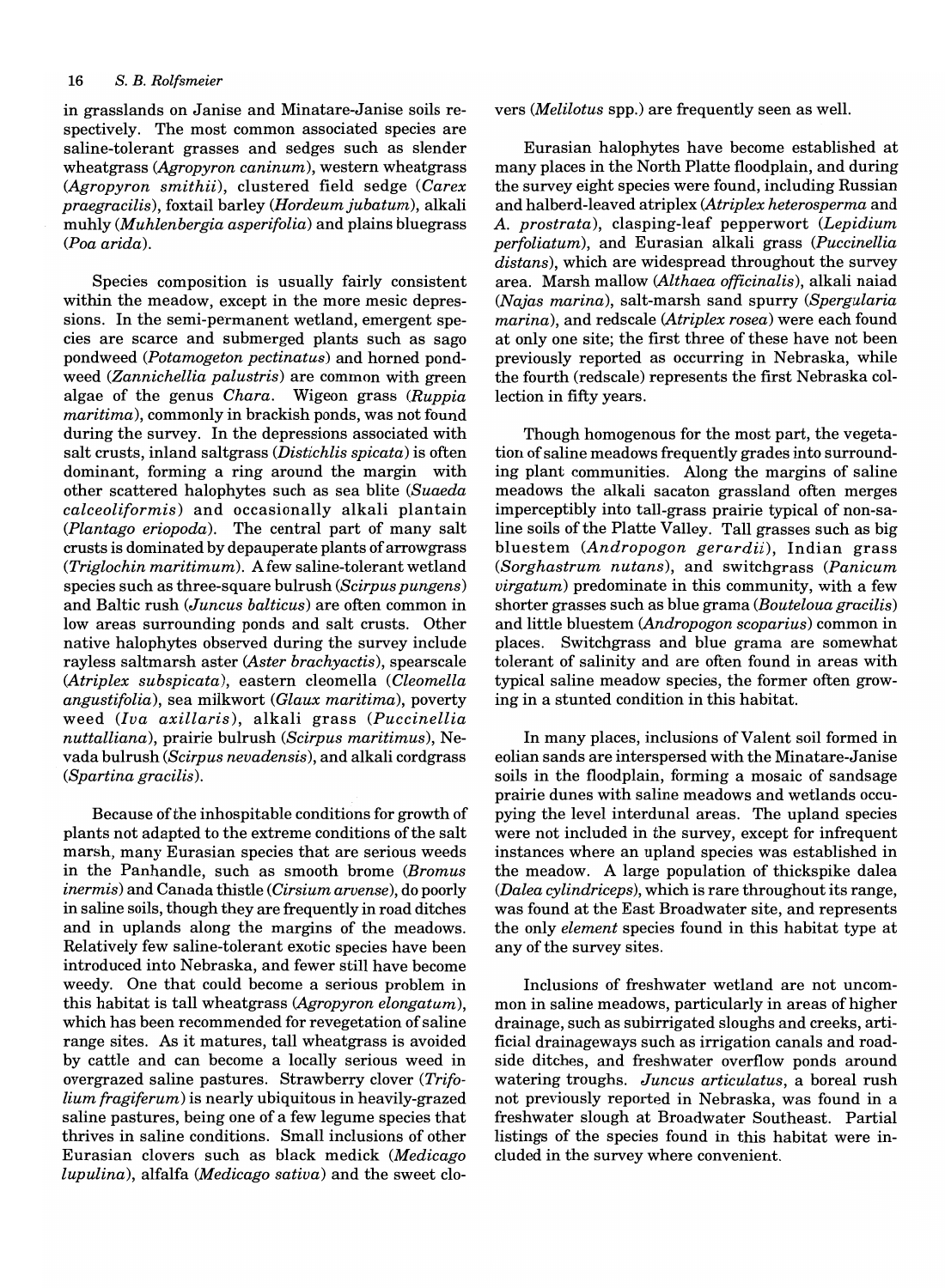in grasslands on Janise and Minatare-Janise soils respectively. The most common associated species are saline-tolerant grasses and sedges such as slender wheatgrass (*Agropyron caninum*), western wheatgrass (*Agropyron smithii*), clustered field sedge (*Carex praegracilis*), foxtail barley (*Hordeum jubatum*), alkali muhly (*Muhlenbergia asperifolia*) and plains bluegrass (*Poa arida*).

Species composition is usually fairly consistent within the meadow, except in the more mesic depressions. In the semi-permanent wetland, emergent species are scarce and submerged plants such as sago pondweed (*Potamogeton pectinatus*) and horned pondweed (*Zannichellia palustris*) are common with green algae of the genus *Chara*. Wigeon grass (*Ruppia maritima*), commonly in brackish ponds, was not found during the survey. In the depressions associated with salt crusts, inland saltgrass (*Distichlis spicata*) is often dominant, forming a ring around the margin with other scattered halophytes such as sea blite (*Suaeda calceoliformis*) and occasionally alkali plantain (*Plantago eriopoda*). The central part of many salt crusts is dominated by depauperate plants of arrowgrass (*Triglochin maritimum*). A few saline-tolerant wetland species such as three-square bulrush (*Scirpus pungens*) and Baltic rush (*Juncus balticus*) are often common in low areas surrounding ponds and salt crusts. Other native halophytes observed during the survey include rayless saltmarsh aster (*Aster brachyactis*), spearscale (*Atriplex subspicata*), eastern cleomella (*Cleomella angustifolia*), sea milkwort (*Glaux maritima*), poverty weed (*Iva axillaris*), alkali grass (*Puccinellia nuttalliana*), prairie bulrush (*Scirpus maritimus*), Nevada bulrush (*Scirpus nevadensis*), and alkali cordgrass (*Spartina gracilis*).

Because of the inhospitable conditions for growth of plants not adapted to the extreme conditions of the salt marsh, many Eurasian species that are serious weeds in the Panhandle, such as smooth brome (*Bromus inermis*) and Canada thistle (*Cirsium arvense*), do poorly in saline soils, though they are frequently in road ditches and in uplands along the margins of the meadows. Relatively few saline-tolerant exotic species have been introduced into Nebraska, and fewer still have become weedy. One that could become a serious problem in this habitat is tall wheatgrass (*Agropyron elongatum*), which has been recommended for revegetation of saline range sites. As it matures, tall wheatgrass is avoided by cattle and can become a locally serious weed in overgrazed saline pastures. Strawberry clover (*Trifolium fragiferum*) is nearly ubiquitous in heavily-grazed saline pastures, being one of a few legume species that thrives in saline conditions. Small inclusions of other Eurasian clovers such as black medick (*Medicago lupulina*), alfalfa (*Medicago sativa*) and the sweet clovers (*Melilotus* spp.) are frequently seen as well.

Eurasian halophytes have become established at many places in the North Platte floodplain, and during the survey eight species were found, including Russian and halberd-leaved atriplex (*Atriplex heterosperma* and *A. prostrata*), clasping-leaf pepperwort (*Lepidium perfoliatum*), and Eurasian alkali grass (*Puccinellia distans*), which are widespread throughout the survey area. Marsh mallow (*Althaea officinalis*), alkali naiad (*Najas marina*), salt-marsh sand spurry (*Spergularia marina*), and redscale (*Atriplex rosea*) were each found at only one site; the first three of these have not been previously reported as occurring in Nebraska, while the fourth (redscale) represents the first Nebraska collection in fifty years.

Though homogenous for the most part, the vegetation of saline meadows frequently grades into surrounding plant communities. Along the margins of saline meadows the alkali sacaton grassland often merges imperceptibly into tall-grass prairie typical of non-saline soils of the Platte Valley. Tall grasses such as big bluestem (*Andropogon gerardii*), Indian grass (*Sorghastrum nutans*), and switchgrass (*Panicum virgatum*) predominate in this community, with a few shorter grasses such as blue grama (*Bouteloua gracilis*) and little bluestem (*Andropogon scoparius*) common in places. Switchgrass and blue grama are somewhat tolerant of salinity and are often found in areas with typical saline meadow species, the former often growing in a stunted condition in this habitat.

In many places, inclusions of Valent soil formed in eolian sands are interspersed with the Minatare-Janise soils in the floodplain, forming a mosaic of sandsage prairie dunes with saline meadows and wetlands occupying the level interdunal areas. The upland species were not included in the survey, except for infrequent instances where an upland species was established in the meadow. A large population of thickspike dalea (*Dalea cylindriceps*), which is rare throughout its range, was found at the East Broadwater site, and represents the only *element* species found in this habitat type at any of the survey sites.

Inclusions of freshwater wetland are not uncommon in saline meadows, particularly in areas of higher drainage, such as subirrigated sloughs and creeks, artificial drainageways such as irrigation canals and roadside ditches, and freshwater overflow ponds around watering troughs. *Juncus articulatus*, a boreal rush not previously reported in Nebraska, was found in a freshwater slough at Broadwater Southeast. Partial listings of the species found in this habitat were included in the survey where convenient.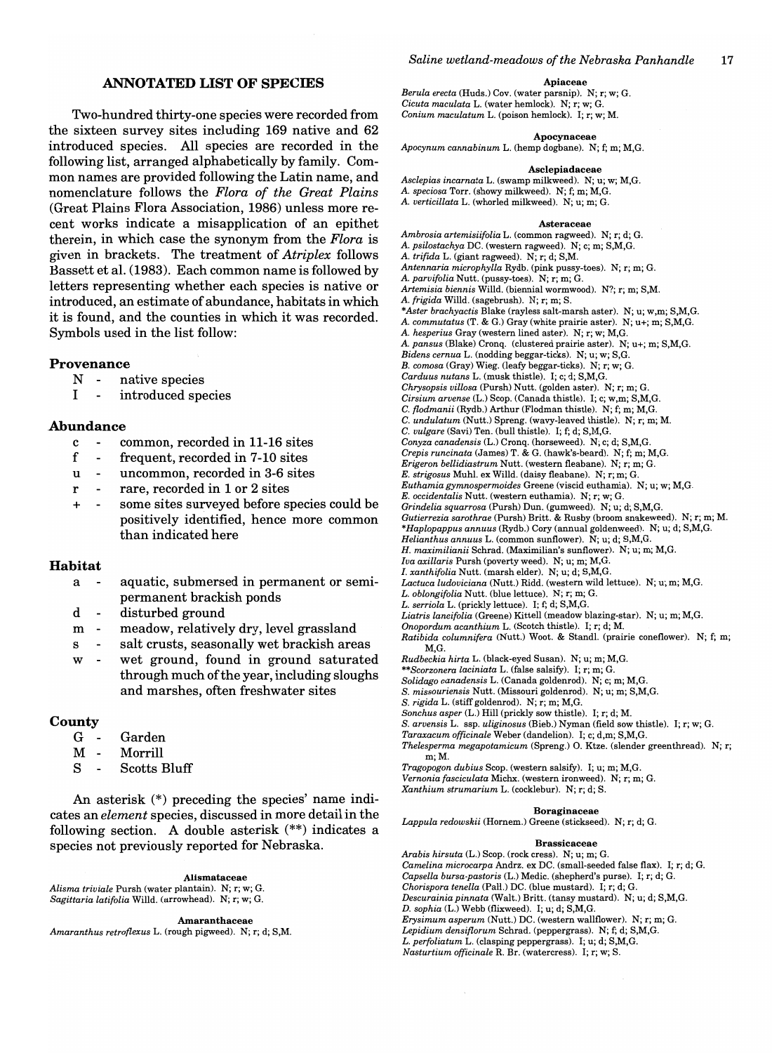## ANNOTATED LIST OF SPECIES

Two-hundred thirty-one species were recorded from the sixteen survey sites including 169 native and 62 introduced species. All species are recorded in the following list, arranged alphabetically by family. Common names are provided following the Latin name, and nomenclature follows the *Flora of the Great Plains* (Great Plains Flora Association, 1986) unless more recent works indicate a misapplication of an epithet therein, in which case the synonym from the *Flora* is given in brackets. The treatment of *Atriplex* follows Bassett et al. (1983). Each common name is followed by letters representing whether each species is native or introduced, an estimate of abundance, habitats in which it is found, and the counties in which it was recorded. Symbols used in the list follow:

### Provenance

- N - native species
- I - introduced species

### Abundance

- c - common, recorded in 11-16 sites
- f - frequent, recorded in 7-10 sites
- u - uncommon, recorded in 3-6 sites
- r - rare, recorded in 1 or 2 sites
- + - some sites surveyed before species could be positively identified, hence more common than indicated here

### Habitat

- a - aquatic, submersed in permanent or semi-permanent brackish ponds
- d - disturbed ground
- m - meadow, relatively dry, level grassland
- s - salt crusts, seasonally wet brackish areas
- w - wet ground, found in ground saturated through much of the year, including sloughs and marshes, often freshwater sites

### County

- G - Garden
- M - Morrill
- S - Scotts Bluff

An asterisk (*) preceding the species' name indicates an *element* species, discussed in more detail in the following section. A double asterisk (**) indicates a species not previously reported for Nebraska.

**Alismataceae**

*Alisma triviale* Pursh (water plantain). N; r; w; G.
*Sagittaria latifolia* Willd. (arrowhead). N; r; w; G.

**Amaranthaceae**

*Amaranthus retroflexus* L. (rough pigweed). N; r; d; S,M.

**Apiaceae**

*Berula erecta* (Huds.) Cov. (water parsnip). N; r; w; G.
*Cicuta maculata* L. (water hemlock). N; r; w; G.
*Conium maculatum* L. (poison hemlock). I; r; w; M.

**Apocynaceae**

*Apocynum cannabinum* L. (hemp dogbane). N; f; m; M,G.

**Asclepiadaceae**

*Asclepias incarnata* L. (swamp milkweed). N; u; w; M,G.
*A. speciosa* Torr. (showy milkweed). N; f; m; M,G.
*A. verticillata* L. (whorled milkweed). N; u; m; G.

**Asteraceae**

*Ambrosia artemisiifolia* L. (common ragweed). N; r; d; G.
*A. psilostachya* DC. (western ragweed). N; c; m; S,M,G.
*A. trifida* L. (giant ragweed). N; r; d; S,M.
*Antennaria microphylla* Rydb. (pink pussy-toes). N; r; m; G.
*A. parvifolia* Nutt. (pussy-toes). N; r; m; G.
*Artemisia biennis* Willd. (biennial wormwood). N?; r; m; S,M.
*A. frigida* Willd. (sagebrush). N; r; m; S.
**Aster brachyactis* Blake (rayless salt-marsh aster). N; u; w,m; S,M,G.
*A. commutatus* (T. & G.) Gray (white prairie aster). N; u+; m; S,M,G.
*A. hesperius* Gray (western lined aster). N; r; w; M,G.
*A. pansus* (Blake) Cronq. (clustered prairie aster). N; u+; m; S,M,G.
*Bidens cernua* L. (nodding beggar-ticks). N; u; w; S,G.
*B. comosa* (Gray) Wieg. (leafy beggar-ticks). N; r; w; G.
*Carduus nutans* L. (musk thistle). I; c; d; S,M,G.
*Chrysopsis villosa* (Pursh) Nutt. (golden aster). N; r; m; G.
*Cirsium arvense* (L.) Scop. (Canada thistle). I; c; w,m; S,M,G.
*C. flodmanii* (Rydb.) Arthur (Flodman thistle). N; f; m; M,G.
*C. undulatum* (Nutt.) Spreng. (wavy-leaved thistle). N; r; m; M.
*C. vulgare* (Savi) Ten. (bull thistle). I; f; d; S,M,G.
*Conyza canadensis* (L.) Cronq. (horseweed). N; c; d; S,M,G.
*Crepis runcinata* (James) T. & G. (hawk's-beard). N; f; m; M,G.
*Erigeron bellidiastrum* Nutt. (western fleabane). N; r; m; G.
*E. strigosus* Muhl. ex Willd. (daisy fleabane). N; r; m; G.
*Euthamia gymnospermoides* Greene (viscid euthamia). N; u; w; M,G.
*E. occidentalis* Nutt. (western euthamia). N; r; w; G.
*Grindelia squarrosa* (Pursh) Dun. (gumweed). N; u; d; S,M,G.
*Gutierrezia sarothrae* (Pursh) Britt. & Rusby (broom snakeweed). N; r; m; M.
**Haplopappus annuus* (Rydb.) Cory (annual goldenweed). N; u; d; S,M,G.
*Helianthus annuus* L. (common sunflower). N; u; d; S,M,G.
*H. maximilianii* Schrad. (Maximilian's sunflower). N; u; m; M,G.
*Iva axillaris* Pursh (poverty weed). N; u; m; M,G.
*I. xanthifolia* Nutt. (marsh elder). N; u; d; S,M,G.
*Lactuca ludoviciana* (Nutt.) Ridd. (western wild lettuce). N; u; m; M,G.
*L. oblongifolia* Nutt. (blue lettuce). N; r; m; G.
*L. serriola* L. (prickly lettuce). I; f; d; S,M,G.
*Liatris lancifolia* (Greene) Kittell (meadow blazing-star). N; u; m; M,G.
*Onopordum acanthium* L. (Scotch thistle). I; r; d; M.
*Ratibida columnifera* (Nutt.) Woot. & Standl. (prairie coneflower). N; f; m; M,G.
*Rudbeckia hirta* L. (black-eyed Susan). N; u; m; M,G.
***Scorzonera laciniata* L. (false salsify). I; r; m; G.
*Solidago canadensis* L. (Canada goldenrod). N; c; m; M,G.
*S. missouriensis* Nutt. (Missouri goldenrod). N; u; m; S,M,G.
*S. rigida* L. (stiff goldenrod). N; r; m; M,G.
*Sonchus asper* (L.) Hill (prickly sow thistle). I; r; d; M.
*S. arvensis* L. ssp. *uliginosus* (Bieb.) Nyman (field sow thistle). I; r; w; G.
*Taraxacum officinale* Weber (dandelion). I; c; d,m; S,M,G.
*Thelesperma megapotamicum* (Spreng.) O. Ktze. (slender greenthread). N; r; m; M.
*Tragopogon dubius* Scop. (western salsify). I; u; m; M,G.
*Vernonia fasciculata* Michx. (western ironweed). N; r; m; G.
*Xanthium strumarium* L. (cocklebur). N; r; d; S.

**Boraginaceae**

*Lappula redowskii* (Hornem.) Greene (stickseed). N; r; d; G.

**Brassicaceae**

*Arabis hirsuta* (L.) Scop. (rock cress). N; u; m; G.
*Camelina microcarpa* Andrz. ex DC. (small-seeded false flax). I; r; d; G.
*Capsella bursa-pastoris* (L.) Medic. (shepherd's purse). I; r; d; G.
*Chorispora tenella* (Pall.) DC. (blue mustard). I; r; d; G.
*Descurainia pinnata* (Walt.) Britt. (tansy mustard). N; u; d; S,M,G.
*D. sophia* (L.) Webb (flixweed). I; u; d; S,M,G.
*Erysimum asperum* (Nutt.) DC. (western wallflower). N; r; m; G.
*Lepidium densiflorum* Schrad. (peppergrass). N; f; d; S,M,G.
*L. perfoliatum* L. (clasping peppergrass). I; u; d; S,M,G.
*Nasturtium officinale* R. Br. (watercress). I; r; w; S.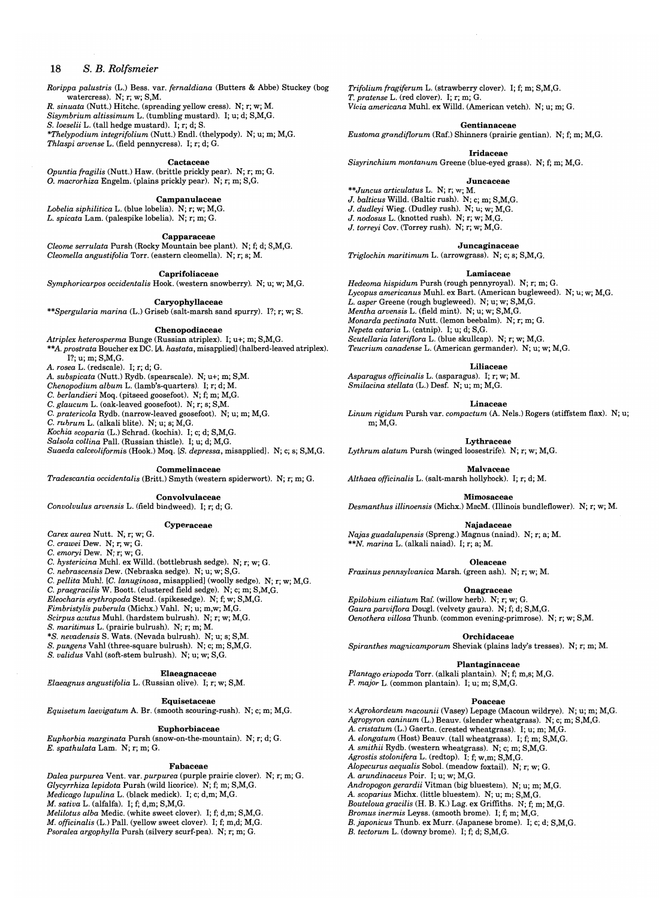*Rorippa palustris* (L.) Bess. var. *fernaldiana* (Butters & Abbe) Stuckey (bog watercress). N; r; w; S,M.
*R. sinuata* (Nutt.) Hitchc. (spreading yellow cress). N; r; w; M.
*Sisymbrium altissimum* L. (tumbling mustard). I; u; d; S,M,G.
*S. loeselii* L. (tall hedge mustard). I; r; d; S.
**Thelypodium integrifolium* (Nutt.) Endl. (thelypody). N; u; m; M,G.
*Thlaspi arvense* L. (field pennycress). I; r; d; G.

**Cactaceae**

*Opuntia fragilis* (Nutt.) Haw. (brittle prickly pear). N; r; m; G.
*O. macrorhiza* Engelm. (plains prickly pear). N; r; m; S,G.

**Campanulaceae**

*Lobelia siphilitica* L. (blue lobelia). N; r; w; M,G.
*L. spicata* Lam. (palespike lobelia). N; r; m; G.

**Capparaceae**

*Cleome serrulata* Pursh (Rocky Mountain bee plant). N; f; d; S,M,G.
*Cleomella angustifolia* Torr. (eastern cleomella). N; r; s; M.

**Caprifoliaceae**

*Symphoricarpos occidentalis* Hook. (western snowberry). N; u; w; M,G.

**Caryophyllaceae**

***Spergularia marina* (L.) Griseb (salt-marsh sand spurry). I?; r; w; S.

**Chenopodiaceae**

*Atriplex heterosperma* Bunge (Russian atriplex). I; u+; m; S,M,G.
***A. prostrata* Boucher ex DC. [*A. hastata*, misapplied] (halberd-leaved atriplex). I?; u; m; S,M,G.
*A. rosea* L. (redscale). I; r; d; G.
*A. subspicata* (Nutt.) Rydb. (spearscale). N; u+; m; S,M.
*Chenopodium album* L. (lamb's-quarters). I; r; d; M.
*C. berlandieri* Moq. (pitseed goosefoot). N; f; m; M,G.
*C. glaucum* L. (oak-leaved goosefoot). N; r; s; S,M.
*C. pratericola* Rydb. (narrow-leaved goosefoot). N; u; m; M,G.
*C. rubrum* L. (alkali blite). N; u; s; M,G.
*Kochia scoparia* (L.) Schrad. (kochia). I; c; d; S,M,G.
*Salsola collina* Pall. (Russian thistle). I; u; d; M,G.
*Suaeda calceoliformis* (Hook.) Moq. [*S. depressa*, misapplied]. N; c; s; S,M,G.

**Commelinaceae**

*Tradescantia occidentalis* (Britt.) Smyth (western spiderwort). N; r; m; G.

**Convolvulaceae**

*Convolvulus arvensis* L. (field bindweed). I; r; d; G.

**Cyperaceae**

*Carex aurea* Nutt. N; r; w; G.
*C. crawei* Dew. N; r; w; G.
*C. emoryi* Dew. N; r; w; G.
*C. hystericina* Muhl. ex Willd. (bottlebrush sedge). N; r; w; G.
*C. nebrascensis* Dew. (Nebraska sedge). N; u; w; S,G.
*C. pellita* Muhl. [*C. lanuginosa*, misapplied] (woolly sedge). N; r; w; M,G.
*C. praegracilis* W. Boott. (clustered field sedge). N; c; m; S,M,G.
*Eleocharis erythropoda* Steud. (spikesedge). N; f; w; S,M,G.
*Fimbristylis puberula* (Michx.) Vahl. N; u; m,w; M,G.
*Scirpus acutus* Muhl. (hardstem bulrush). N; r; w; M,G.
*S. maritimus* L. (prairie bulrush). N; r; m; M.
**S. nevadensis* S. Wats. (Nevada bulrush). N; u; s; S,M.
*S. pungens* Vahl (three-square bulrush). N; c; m; S,M,G.
*S. validus* Vahl (soft-stem bulrush). N; u; w; S,G.

**Elaeagnaceae**

*Elaeagnus angustifolia* L. (Russian olive). I; r; w; S,M.

**Equisetaceae**

*Equisetum laevigatum* A. Br. (smooth scouring-rush). N; c; m; M,G.

**Euphorbiaceae**

*Euphorbia marginata* Pursh (snow-on-the-mountain). N; r; d; G.
*E. spathulata* Lam. N; r; m; G.

**Fabaceae**

*Dalea purpurea* Vent. var. *purpurea* (purple prairie clover). N; r; m; G.
*Glycyrrhiza lepidota* Pursh (wild licorice). N; f; m; S,M,G.
*Medicago lupulina* L. (black medick). I; c; d,m; M,G.
*M. sativa* L. (alfalfa). I; f; d,m; S,M,G.
*Melilotus alba* Medic. (white sweet clover). I; f; d,m; S,M,G.
*M. officinalis* (L.) Pall. (yellow sweet clover). I; f; m,d; M,G.
*Psoralea argophylla* Pursh (silvery scurf-pea). N; r; m; G.
*Trifolium fragiferum* L. (strawberry clover). I; f; m; S,M,G.
*T. pratense* L. (red clover). I; r; m; G.
*Vicia americana* Muhl. ex Willd. (American vetch). N; u; m; G.

**Gentianaceae**

*Eustoma grandiflorum* (Raf.) Shinners (prairie gentian). N; f; m; M,G.

**Iridaceae**

*Sisyrinchium montanum* Greene (blue-eyed grass). N; f; m; M,G.

**Juncaceae**

***Juncus articulatus* L. N; r; w; M.
*J. balticus* Willd. (Baltic rush). N; c; m; S,M,G.
*J. dudleyi* Wieg. (Dudley rush). N; u; w; M,G.
*J. nodosus* L. (knotted rush). N; r; w; M,G.
*J. torreyi* Cov. (Torrey rush). N; r; w; M,G.

**Juncaginaceae**

*Triglochin maritimum* L. (arrowgrass). N; c; s; S,M,G.

**Lamiaceae**

*Hedeoma hispidum* Pursh (rough pennyroyal). N; r; m; G.
*Lycopus americanus* Muhl. ex Bart. (American bugleweed). N; u; w; M,G.
*L. asper* Greene (rough bugleweed). N; u; w; S,M,G.
*Mentha arvensis* L. (field mint). N; u; w; S,M,G.
*Monarda pectinata* Nutt. (lemon beebalm). N; r; m; G.
*Nepeta cataria* L. (catnip). I; u; d; S,G.
*Scutellaria lateriflora* L. (blue skullcap). N; r; w; M,G.
*Teucrium canadense* L. (American germander). N; u; w; M,G.

**Liliaceae**

*Asparagus officinalis* L. (asparagus). I; r; w; M.
*Smilacina stellata* (L.) Desf. N; u; m; M,G.

**Linaceae**

*Linum rigidum* Pursh var. *compactum* (A. Nels.) Rogers (stiffstem flax). N; u; m; M,G.

**Lythraceae**

*Lythrum alatum* Pursh (winged loosestrife). N; r; w; M,G.

**Malvaceae**

*Althaea officinalis* L. (salt-marsh hollyhock). I; r; d; M.

**Mimosaceae**

*Desmanthus illinoensis* (Michx.) MacM. (Illinois bundleflower). N; r; w; M.

**Najadaceae**

*Najas guadalupensis* (Spreng.) Magnus (naiad). N; r; a; M.
***N. marina* L. (alkali naiad). I; r; a; M.

**Oleaceae**

*Fraxinus pennsylvanica* Marsh. (green ash). N; r; w; M.

**Onagraceae**

*Epilobium ciliatum* Raf. (willow herb). N; r; w; G.
*Gaura parviflora* Dougl. (velvety gaura). N; f; d; S,M,G.
*Oenothera villosa* Thunb. (common evening-primrose). N; r; w; S,M.

**Orchidaceae**

*Spiranthes magnicamporum* Sheviak (plains lady's tresses). N; r; m; M.

**Plantaginaceae**

*Plantago eriopoda* Torr. (alkali plantain). N; f; m,s; M,G.
*P. major* L. (common plantain). I; u; m; S,M,G.

**Poaceae**

× *Agrohordeum macounii* (Vasey) Lepage (Macoun wildrye). N; u; m; M,G.
*Agropyron caninum* (L.) Beauv. (slender wheatgrass). N; c; m; S,M,G.
*A. cristatum* (L.) Gaertn. (crested wheatgrass). I; u; m; M,G.
*A. elongatum* (Host) Beauv. (tall wheatgrass). I; f; m; S,M,G.
*A. smithii* Rydb. (western wheatgrass). N; c; m; S,M,G.
*Agrostis stolonifera* L. (redtop). I; f; w,m; S,M,G.
*Alopecurus aequalis* Sobol. (meadow foxtail). N; r; w; G.
*A. arundinaceus* Poir. I; u; w; M,G.
*Andropogon gerardii* Vitman (big bluestem). N; u; m; M,G.
*A. scoparius* Michx. (little bluestem). N; u; m; S,M,G.
*Bouteloua gracilis* (H. B. K.) Lag. ex Griffiths. N; f; m; M,G.
*Bromus inermis* Leyss. (smooth brome). I; f; m; M,G.
*B. japonicus* Thunb. ex Murr. (Japanese brome). I; c; d; S,M,G.
*B. tectorum* L. (downy brome). I; f; d; S,M,G.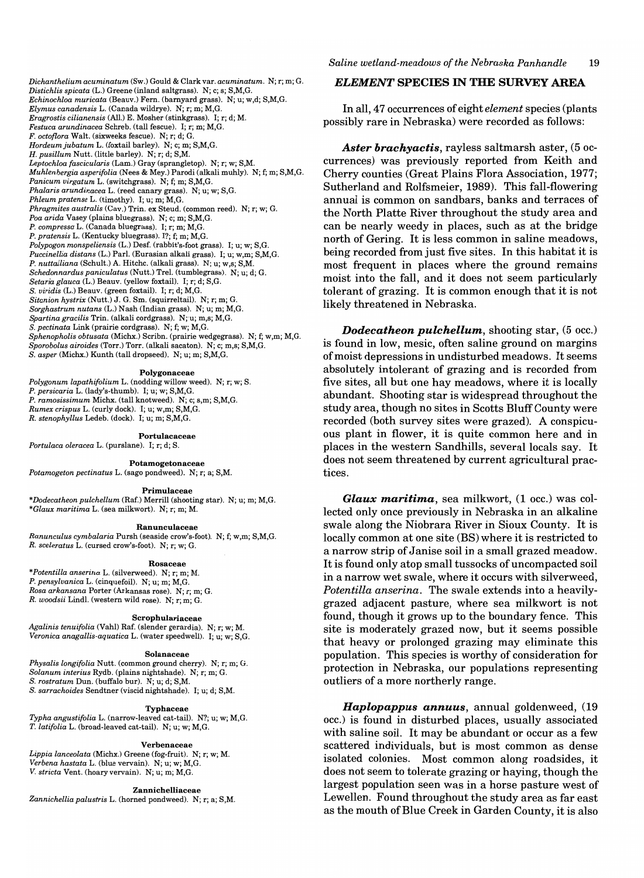*Dichanthelium acuminatum* (Sw.) Gould & Clark var. *acuminatum*. N; r; m; G.
*Distichlis spicata* (L.) Greene (inland saltgrass). N; c; s; S,M,G.
*Echinochloa muricata* (Beauv.) Fern. (barnyard grass). N; u; w,d; S,M,G.
*Elymus canadensis* L. (Canada wildrye). N; r; m; M,G.
*Eragrostis cilianensis* (All.) E. Mosher (stinkgrass). I; r; d; M.
*Festuca arundinacea* Schreb. (tall fescue). I; r; m; M,G.
*F. octoflora* Walt. (sixweeks fescue). N; r; d; G.
*Hordeum jubatum* L. (foxtail barley). N; c; m; S,M,G.
*H. pusillum* Nutt. (little barley). N; r; d; S,M.
*Leptochloa fascicularis* (Lam.) Gray (sprangletop). N; r; w; S,M.
*Muhlenbergia asperifolia* (Nees & Mey.) Parodi (alkali muhly). N; f; m; S,M,G.
*Panicum virgatum* L. (switchgrass). N; f; m; S,M,G.
*Phalaris arundinacea* L. (reed canary grass). N; u; w; S,G.
*Phleum pratense* L. (timothy). I; u; m; M,G.
*Phragmites australis* (Cav.) Trin. ex Steud. (common reed). N; r; w; G.
*Poa arida* Vasey (plains bluegrass). N; c; m; S,M,G.
*P. compressa* L. (Canada bluegrass). I; r; m; M,G.
*P. pratensis* L. (Kentucky bluegrass). I?; f; m; M,G.
*Polypogon monspeliensis* (L.) Desf. (rabbit's-foot grass). I; u; w; S,G.
*Puccinellia distans* (L.) Parl. (Eurasian alkali grass). I; u; w,m; S,M,G.
*P. nuttalliana* (Schult.) A. Hitchc. (alkali grass). N; u; w,s; S,M.
*Schedonnardus paniculatus* (Nutt.) Trel. (tumblegrass). N; u; d; G.
*Setaria glauca* (L.) Beauv. (yellow foxtail). I; r; d; S,G.
*S. viridis* (L.) Beauv. (green foxtail). I; r; d; M,G.
*Sitanion hystrix* (Nutt.) J. G. Sm. (squirreltail). N; r; m; G.
*Sorghastrum nutans* (L.) Nash (Indian grass). N; u; m; M,G.
*Spartina gracilis* Trin. (alkali cordgrass). N; u; m,s; M,G.
*S. pectinata* Link (prairie cordgrass). N; f; w; M,G.
*Sphenopholis obtusata* (Michx.) Scribn. (prairie wedgegrass). N; f; w,m; M,G.
*Sporobolus airoides* (Torr.) Torr. (alkali sacaton). N; c; m,s; S,M,G.
*S. asper* (Michx.) Kunth (tall dropseed). N; u; m; S,M,G.

**Polygonaceae**

*Polygonum lapathifolium* L. (nodding willow weed). N; r; w; S.
*P. persicaria* L. (lady's-thumb). I; u; w; S,M,G.
*P. ramosissimum* Michx. (tall knotweed). N; c; s,m; S,M,G.
*Rumex crispus* L. (curly dock). I; u; w,m; S,M,G.
*R. stenophyllus* Ledeb. (dock). I; u; m; S,M,G.

**Portulacaceae**

*Portulaca oleracea* L. (purslane). I; r; d; S.

**Potamogetonaceae**

*Potamogeton pectinatus* L. (sago pondweed). N; r; a; S,M.

**Primulaceae**

**Dodecatheon pulchellum* (Raf.) Merrill (shooting star). N; u; m; M,G.
**Glaux maritima* L. (sea milkwort). N; r; m; M.

**Ranunculaceae**

*Ranunculus cymbalaria* Pursh (seaside crow's-foot). N; f; w,m; S,M,G.
*R. sceleratus* L. (cursed crow's-foot). N; r; w; G.

**Rosaceae**

**Potentilla anserina* L. (silverweed). N; r; m; M.
*P. pensylvanica* L. (cinquefoil). N; u; m; M,G.
*Rosa arkansana* Porter (Arkansas rose). N; r; m; G.
*R. woodsii* Lindl. (western wild rose). N; r; m; G.

**Scrophulariaceae**

*Agalinis tenuifolia* (Vahl) Raf. (slender gerardia). N; r; w; M.
*Veronica anagallis-aquatica* L. (water speedwell). I; u; w; S,G.

**Solanaceae**

*Physalis longifolia* Nutt. (common ground cherry). N; r; m; G.
*Solanum interius* Rydb. (plains nightshade). N; r; m; G.
*S. rostratum* Dun. (buffalo bur). N; u; d; S,M.
*S. sarrachoides* Sendtner (viscid nightshade). I; u; d; S,M.

**Typhaceae**

*Typha angustifolia* L. (narrow-leaved cat-tail). N?; u; w; M,G.
*T. latifolia* L. (broad-leaved cat-tail). N; u; w; M,G.

**Verbenaceae**

*Lippia lanceolata* (Michx.) Greene (fog-fruit). N; r; w; M.
*Verbena hastata* L. (blue vervain). N; u; w; M,G.
*V. stricta* Vent. (hoary vervain). N; u; m; M,G.

**Zannichelliaceae**

*Zannichellia palustris* L. (horned pondweed). N; r; a; S,M.

## *ELEMENT* SPECIES IN THE SURVEY AREA

In all, 47 occurrences of eight *element* species (plants possibly rare in Nebraska) were recorded as follows:

***Aster brachyactis***, rayless saltmarsh aster, (5 occurrences) was previously reported from Keith and Cherry counties (Great Plains Flora Association, 1977; Sutherland and Rolfsmeier, 1989). This fall-flowering annual is common on sandbars, banks and terraces of the North Platte River throughout the study area and can be nearly weedy in places, such as at the bridge north of Gering. It is less common in saline meadows, being recorded from just five sites. In this habitat it is most frequent in places where the ground remains moist into the fall, and it does not seem particularly tolerant of grazing. It is common enough that it is not likely threatened in Nebraska.

***Dodecatheon pulchellum***, shooting star, (5 occ.) is found in low, mesic, often saline ground on margins of moist depressions in undisturbed meadows. It seems absolutely intolerant of grazing and is recorded from five sites, all but one hay meadows, where it is locally abundant. Shooting star is widespread throughout the study area, though no sites in Scotts Bluff County were recorded (both survey sites were grazed). A conspicuous plant in flower, it is quite common here and in places in the western Sandhills, several locals say. It does not seem threatened by current agricultural practices.

***Glaux maritima***, sea milkwort, (1 occ.) was collected only once previously in Nebraska in an alkaline swale along the Niobrara River in Sioux County. It is locally common at one site (BS) where it is restricted to a narrow strip of Janise soil in a small grazed meadow. It is found only atop small tussocks of uncompacted soil in a narrow wet swale, where it occurs with silverweed, *Potentilla anserina*. The swale extends into a heavily-grazed adjacent pasture, where sea milkwort is not found, though it grows up to the boundary fence. This site is moderately grazed now, but it seems possible that heavy or prolonged grazing may eliminate this population. This species is worthy of consideration for protection in Nebraska, our populations representing outliers of a more northerly range.

***Haplopappus annuus***, annual goldenweed, (19 occ.) is found in disturbed places, usually associated with saline soil. It may be abundant or occur as a few scattered individuals, but is most common as dense isolated colonies. Most common along roadsides, it does not seem to tolerate grazing or haying, though the largest population seen was in a horse pasture west of Lewellen. Found throughout the study area as far east as the mouth of Blue Creek in Garden County, it is also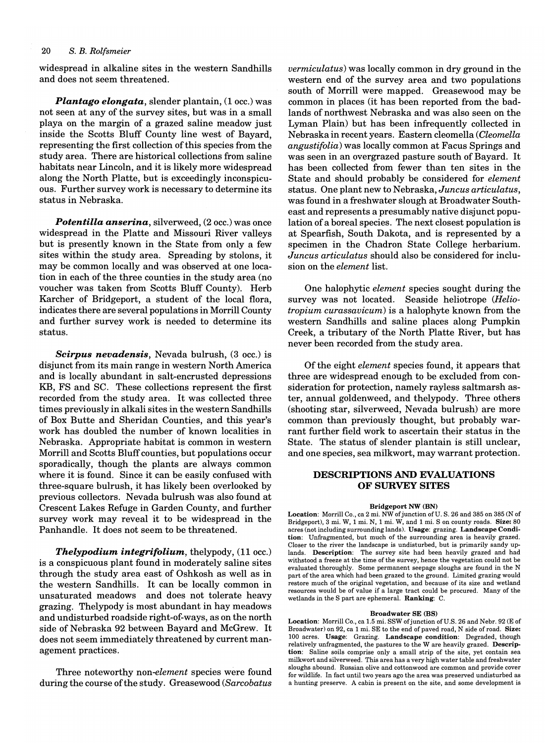widespread in alkaline sites in the western Sandhills and does not seem threatened.

***Plantago elongata***, slender plantain, (1 occ.) was not seen at any of the survey sites, but was in a small playa on the margin of a grazed saline meadow just inside the Scotts Bluff County line west of Bayard, representing the first collection of this species from the study area. There are historical collections from saline habitats near Lincoln, and it is likely more widespread along the North Platte, but is exceedingly inconspicuous. Further survey work is necessary to determine its status in Nebraska.

***Potentilla anserina***, silverweed, (2 occ.) was once widespread in the Platte and Missouri River valleys but is presently known in the State from only a few sites within the study area. Spreading by stolons, it may be common locally and was observed at one location in each of the three counties in the study area (no voucher was taken from Scotts Bluff County). Herb Karcher of Bridgeport, a student of the local flora, indicates there are several populations in Morrill County and further survey work is needed to determine its status.

***Scirpus nevadensis***, Nevada bulrush, (3 occ.) is disjunct from its main range in western North America and is locally abundant in salt-encrusted depressions KB, FS and SC. These collections represent the first recorded from the study area. It was collected three times previously in alkali sites in the western Sandhills of Box Butte and Sheridan Counties, and this year's work has doubled the number of known localities in Nebraska. Appropriate habitat is common in western Morrill and Scotts Bluff counties, but populations occur sporadically, though the plants are always common where it is found. Since it can be easily confused with three-square bulrush, it has likely been overlooked by previous collectors. Nevada bulrush was also found at Crescent Lakes Refuge in Garden County, and further survey work may reveal it to be widespread in the Panhandle. It does not seem to be threatened.

***Thelypodium integrifolium***, thelypody, (11 occ.) is a conspicuous plant found in moderately saline sites through the study area east of Oshkosh as well as in the western Sandhills. It can be locally common in unsaturated meadows and does not tolerate heavy grazing. Thelypody is most abundant in hay meadows and undisturbed roadside right-of-ways, as on the north side of Nebraska 92 between Bayard and McGrew. It does not seem immediately threatened by current management practices.

Three noteworthy non-*element* species were found during the course of the study. Greasewood (*Sarcobatus vermiculatus*) was locally common in dry ground in the western end of the survey area and two populations south of Morrill were mapped. Greasewood may be common in places (it has been reported from the badlands of northwest Nebraska and was also seen on the Lyman Plain) but has been infrequently collected in Nebraska in recent years. Eastern cleomella (*Cleomella angustifolia*) was locally common at Facus Springs and was seen in an overgrazed pasture south of Bayard. It has been collected from fewer than ten sites in the State and should probably be considered for *element* status. One plant new to Nebraska, *Juncus articulatus*, was found in a freshwater slough at Broadwater Southeast and represents a presumably native disjunct population of a boreal species. The next closest population is at Spearfish, South Dakota, and is represented by a specimen in the Chadron State College herbarium. *Juncus articulatus* should also be considered for inclusion on the *element* list.

One halophytic *element* species sought during the survey was not located. Seaside heliotrope (*Heliotropium curassavicum*) is a halophyte known from the western Sandhills and saline places along Pumpkin Creek, a tributary of the North Platte River, but has never been recorded from the study area.

Of the eight *element* species found, it appears that three are widespread enough to be excluded from consideration for protection, namely rayless saltmarsh aster, annual goldenweed, and thelypody. Three others (shooting star, silverweed, Nevada bulrush) are more common than previously thought, but probably warrant further field work to ascertain their status in the State. The status of slender plantain is still unclear, and one species, sea milkwort, may warrant protection.

## DESCRIPTIONS AND EVALUATIONS OF SURVEY SITES

#### Bridgeport NW (BN)

**Location**: Morrill Co., ca 2 mi. NW of junction of U. S. 26 and 385 on 385 (N of Bridgeport), 3 mi. W, 1 mi. N, 1 mi. W, and 1 mi. S on county roads. **Size:** 80 acres (not including surrounding lands). **Usage**: grazing. **Landscape Condition**: Unfragmented, but much of the surrounding area is heavily grazed. Closer to the river the landscape is undisturbed, but is primarily sandy uplands. **Description**: The survey site had been heavily grazed and had withstood a freeze at the time of the survey, hence the vegetation could not be evaluated thoroughly. Some permanent seepage sloughs are found in the N part of the area which had been grazed to the ground. Limited grazing would restore much of the original vegetation, and because of its size and wetland resources would be of value if a large tract could be procured. Many of the wetlands in the S part are ephemeral. **Ranking**: C.

#### Broadwater SE (BS)

**Location**: Morrill Co., ca 1.5 mi. SSW of junction of U.S. 26 and Nebr. 92 (E of Broadwater) on 92, ca 1 mi. SE to the end of paved road, N side of road. **Size:** 100 acres. **Usage**: Grazing. **Landscape condition**: Degraded, though relatively unfragmented, the pastures to the W are heavily grazed. **Description**: Saline soils comprise only a small strip of the site, yet contain sea milkwort and silverweed. This area has a very high water table and freshwater sloughs abound. Russian olive and cottonwood are common and provide cover for wildlife. In fact until two years ago the area was preserved undisturbed as a hunting preserve. A cabin is present on the site, and some development is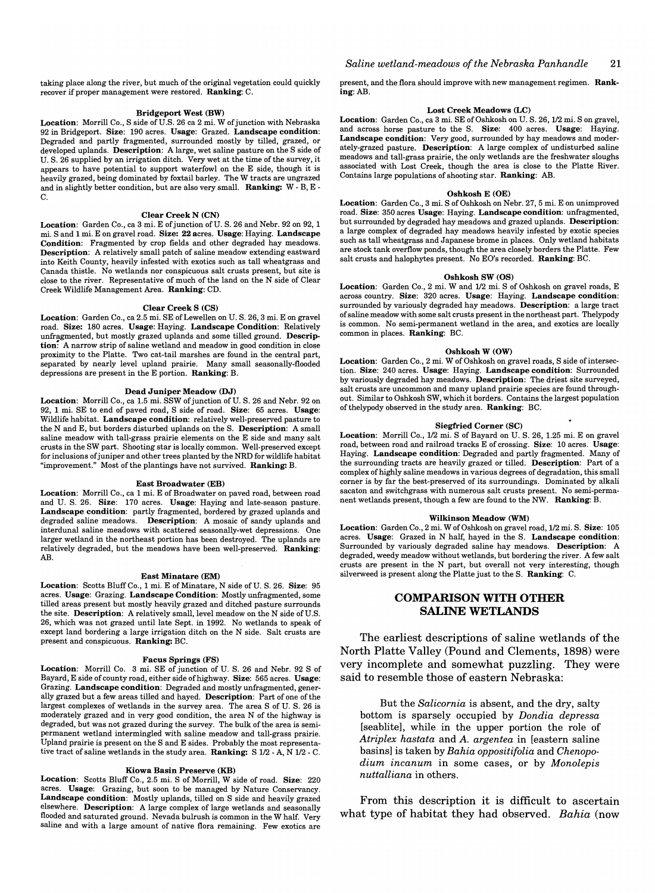taking place along the river, but much of the original vegetation could quickly recover if proper management were restored. **Ranking**: C.

### Bridgeport West (BW)

**Location**: Morrill Co., S side of U.S. 26 ca 2 mi. W of junction with Nebraska 92 in Bridgeport. **Size**: 190 acres. **Usage**: Grazed. **Landscape condition**: Degraded and partly fragmented, surrounded mostly by tilled, grazed, or developed uplands. **Description**: A large, wet saline pasture on the S side of U. S. 26 supplied by an irrigation ditch. Very wet at the time of the survey, it appears to have potential to support waterfowl on the E side, though it is heavily grazed, being dominated by foxtail barley. The W tracts are ungrazed and in slightly better condition, but are also very small. **Ranking:** W - B, E - C.

### Clear Creek N (CN)

**Location**: Garden Co., ca 3 mi. E of junction of U. S. 26 and Nebr. 92 on 92, 1 mi. S and 1 mi. E on gravel road. **Size: 22** acres. **Usage**: Haying. **Landscape Condition**: Fragmented by crop fields and other degraded hay meadows. **Description**: A relatively small patch of saline meadow extending eastward into Keith County, heavily infested with exotics such as tall wheatgrass and Canada thistle. No wetlands nor conspicuous salt crusts present, but site is close to the river. Representative of much of the land on the N side of Clear Creek Wildlife Management Area. **Ranking**: CD.

### Clear Creek S (CS)

**Location**: Garden Co., ca 2.5 mi. SE of Lewellen on U. S. 26, 3 mi. E on gravel road. **Size:** 180 acres. **Usage**: Haying. **Landscape Condition**: Relatively unfragmented, but mostly grazed uplands and some tilled ground. **Description**: A narrow strip of saline wetland and meadow in good condition in close proximity to the Platte. Two cat-tail marshes are found in the central part, separated by nearly level upland prairie. Many small seasonally-flooded depressions are present in the E portion. **Ranking**: B.

### Dead Juniper Meadow (DJ)

**Location**: Morrill Co., ca 1.5 mi. SSW of junction of U. S. 26 and Nebr. 92 on 92, 1 mi. SE to end of paved road, S side of road. **Size**: 65 acres. **Usage**: Wildlife habitat. **Landscape condition**: relatively well-preserved pasture to the N and E, but borders disturbed uplands on the S. **Description**: A small saline meadow with tall-grass prairie elements on the E side and many salt crusts in the SW part. Shooting star is locally common. Well-preserved except for inclusions of juniper and other trees planted by the NRD for wildlife habitat "improvement." Most of the plantings have not survived. **Ranking:** B.

### East Broadwater (EB)

**Location**: Morrill Co., ca 1 mi. E of Broadwater on paved road, between road and U. S. 26. **Size**: 170 acres. **Usage**: Haying and late-season pasture. **Landscape condition**: partly fragmented, bordered by grazed uplands and degraded saline meadows. **Description**: A mosaic of sandy uplands and interdunal saline meadows with scattered seasonally-wet depressions. One larger wetland in the northeast portion has been destroyed. The uplands are relatively degraded, but the meadows have been well-preserved. **Ranking**: AB.

### East Minatare (EM)

**Location**: Scotts Bluff Co., 1 mi. E of Minatare, N side of U. S. 26. **Size**: 95 acres. **Usage**: Grazing. **Landscape Condition**: Mostly unfragmented, some tilled areas present but mostly heavily grazed and ditched pasture surrounds the site. **Description**: A relatively small, level meadow on the N side of U.S. 26, which was not grazed until late Sept. in 1992. No wetlands to speak of except land bordering a large irrigation ditch on the N side. Salt crusts are present and conspicuous. **Ranking**: BC.

### Facus Springs (FS)

**Location**: Morrill Co. 3 mi. SE of junction of U. S. 26 and Nebr. 92 S of Bayard, E side of county road, either side of highway. **Size**: 565 acres. **Usage**: Grazing. **Landscape condition**: Degraded and mostly unfragmented, generally grazed but a few areas tilled and hayed. **Description**: Part of one of the largest complexes of wetlands in the survey area. The area S of U. S. 26 is moderately grazed and in very good condition, the area N of the highway is degraded, but was not grazed during the survey. The bulk of the area is semi-permanent wetland intermingled with saline meadow and tall-grass prairie. Upland prairie is present on the S and E sides. Probably the most representative tract of saline wetlands in the study area. **Ranking**: S 1/2 - A, N 1/2 - C.

### Kiowa Basin Preserve (KB)

**Location**: Scotts Bluff Co., 2.5 mi. S of Morrill, W side of road. **Size**: 220 acres. **Usage**: Grazing, but soon to be managed by Nature Conservancy. **Landscape condition**: Mostly uplands, tilled on S side and heavily grazed elsewhere. **Description**: A large complex of large wetlands and seasonally flooded and saturated ground. Nevada bulrush is common in the W half. Very saline and with a large amount of native flora remaining. Few exotics are present, and the flora should improve with new management regimen. **Ranking**: AB.

### Lost Creek Meadows (LC)

**Location**: Garden Co., ca 3 mi. SE of Oshkosh on U. S. 26, 1/2 mi. S on gravel, and across horse pasture to the S. **Size**: 400 acres. **Usage**: Haying. **Landscape condition**: Very good, surrounded by hay meadows and moderately-grazed pasture. **Description**: A large complex of undisturbed saline meadows and tall-grass prairie, the only wetlands are the freshwater sloughs associated with Lost Creek, though the area is close to the Platte River. Contains large populations of shooting star. **Ranking**: AB.

### Oshkosh E (OE)

**Location**: Garden Co., 3 mi. S of Oshkosh on Nebr. 27, 5 mi. E on unimproved road. **Size**: 350 acres **Usage**: Haying. **Landscape condition**: unfragmented, but surrounded by degraded hay meadows and grazed uplands. **Description**: a large complex of degraded hay meadows heavily infested by exotic species such as tall wheatgrass and Japanese brome in places. Only wetland habitats are stock tank overflow ponds, though the area closely borders the Platte. Few salt crusts and halophytes present. No EO's recorded. **Ranking**: BC.

### Oshkosh SW (OS)

**Location**: Garden Co., 2 mi. W and 1/2 mi. S of Oshkosh on gravel roads, E across country. **Size**: 320 acres. **Usage**: Haying. **Landscape condition**: surrounded by variously degraded hay meadows. **Description**: a large tract of saline meadow with some salt crusts present in the northeast part. Thelypody is common. No semi-permanent wetland in the area, and exotics are locally common in places. **Ranking**: BC.

### Oshkosh W (OW)

**Location**: Garden Co., 2 mi. W of Oshkosh on gravel roads, S side of intersection. **Size**: 240 acres. **Usage**: Haying. **Landscape condition**: Surrounded by variously degraded hay meadows. **Description**: The driest site surveyed, salt crusts are uncommon and many upland prairie species are found throughout. Similar to Oshkosh SW, which it borders. Contains the largest population of thelypody observed in the study area. **Ranking**: BC.

### Siegfried Corner (SC)

**Location**: Morrill Co., 1/2 mi. S of Bayard on U. S. 26, 1.25 mi. E on gravel road, between road and railroad tracks E of crossing. **Size**: 10 acres. **Usage**: Haying. **Landscape condition**: Degraded and partly fragmented. Many of the surrounding tracts are heavily grazed or tilled. **Description**: Part of a complex of highly saline meadows in various degrees of degradation, this small corner is by far the best-preserved of its surroundings. Dominated by alkali sacaton and switchgrass with numerous salt crusts present. No semi-permanent wetlands present, though a few are found to the NW. **Ranking**: B.

### Wilkinson Meadow (WM)

**Location**: Garden Co., 2 mi. W of Oshkosh on gravel road, 1/2 mi. S. **Size**: 105 acres. **Usage**: Grazed in N half, hayed in the S. **Landscape condition**: Surrounded by variously degraded saline hay meadows. **Description**: A degraded, weedy meadow without wetlands, but bordering the river. A few salt crusts are present in the N part, but overall not very interesting, though silverweed is present along the Platte just to the S. **Ranking**: C.

## COMPARISON WITH OTHER SALINE WETLANDS

The earliest descriptions of saline wetlands of the North Platte Valley (Pound and Clements, 1898) were very incomplete and somewhat puzzling. They were said to resemble those of eastern Nebraska:

> But the *Salicornia* is absent, and the dry, salty bottom is sparsely occupied by *Dondia depressa* [seablite], while in the upper portion the role of *Atriplex hastata* and *A. argentea* in [eastern saline basins] is taken by *Bahia oppositifolia* and *Chenopodium incanum* in some cases, or by *Monolepis nuttalliana* in others.

From this description it is difficult to ascertain what type of habitat they had observed. *Bahia* (now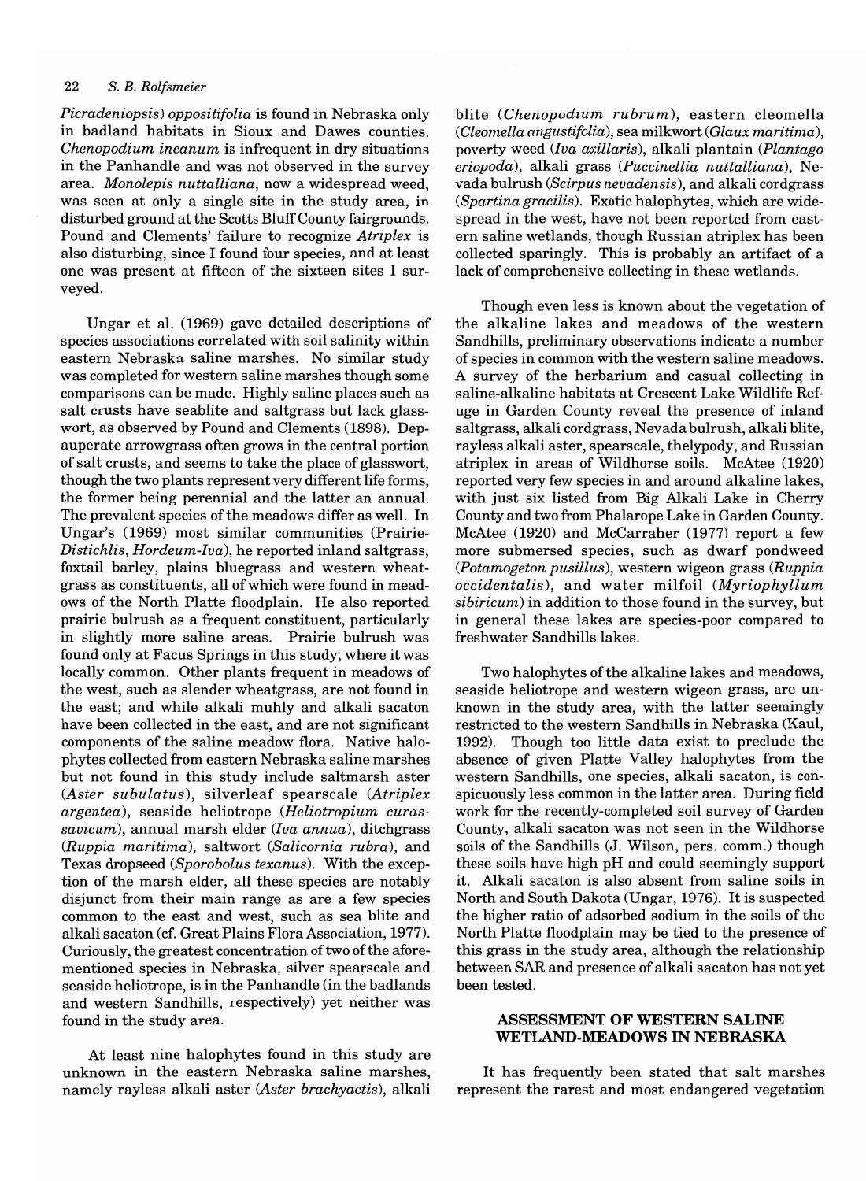*Picradeniopsis*) *oppositifolia* is found in Nebraska only in badland habitats in Sioux and Dawes counties. *Chenopodium incanum* is infrequent in dry situations in the Panhandle and was not observed in the survey area. *Monolepis nuttalliana*, now a widespread weed, was seen at only a single site in the study area, in disturbed ground at the Scotts Bluff County fairgrounds. Pound and Clements' failure to recognize *Atriplex* is also disturbing, since I found four species, and at least one was present at fifteen of the sixteen sites I surveyed.

Ungar et al. (1969) gave detailed descriptions of species associations correlated with soil salinity within eastern Nebraska saline marshes. No similar study was completed for western saline marshes though some comparisons can be made. Highly saline places such as salt crusts have seablite and saltgrass but lack glasswort, as observed by Pound and Clements (1898). Depauperate arrowgrass often grows in the central portion of salt crusts, and seems to take the place of glasswort, though the two plants represent very different life forms, the former being perennial and the latter an annual. The prevalent species of the meadows differ as well. In Ungar's (1969) most similar communities (Prairie-*Distichlis*, *Hordeum-Iva*), he reported inland saltgrass, foxtail barley, plains bluegrass and western wheatgrass as constituents, all of which were found in meadows of the North Platte floodplain. He also reported prairie bulrush as a frequent constituent, particularly in slightly more saline areas. Prairie bulrush was found only at Facus Springs in this study, where it was locally common. Other plants frequent in meadows of the west, such as slender wheatgrass, are not found in the east; and while alkali muhly and alkali sacaton have been collected in the east, and are not significant components of the saline meadow flora. Native halophytes collected from eastern Nebraska saline marshes but not found in this study include saltmarsh aster (*Aster subulatus*), silverleaf spearscale (*Atriplex argentea*), seaside heliotrope (*Heliotropium curassavicum*), annual marsh elder (*Iva annua*), ditchgrass (*Ruppia maritima*), saltwort (*Salicornia rubra*), and Texas dropseed (*Sporobolus texanus*). With the exception of the marsh elder, all these species are notably disjunct from their main range as are a few species common to the east and west, such as sea blite and alkali sacaton (cf. Great Plains Flora Association, 1977). Curiously, the greatest concentration of two of the aforementioned species in Nebraska, silver spearscale and seaside heliotrope, is in the Panhandle (in the badlands and western Sandhills, respectively) yet neither was found in the study area.

At least nine halophytes found in this study are unknown in the eastern Nebraska saline marshes, namely rayless alkali aster (*Aster brachyactis*), alkali blite (*Chenopodium rubrum*), eastern cleomella (*Cleomella angustifolia*), sea milkwort (*Glaux maritima*), poverty weed (*Iva axillaris*), alkali plantain (*Plantago eriopoda*), alkali grass (*Puccinellia nuttalliana*), Nevada bulrush (*Scirpus nevadensis*), and alkali cordgrass (*Spartina gracilis*). Exotic halophytes, which are widespread in the west, have not been reported from eastern saline wetlands, though Russian atriplex has been collected sparingly. This is probably an artifact of a lack of comprehensive collecting in these wetlands.

Though even less is known about the vegetation of the alkaline lakes and meadows of the western Sandhills, preliminary observations indicate a number of species in common with the western saline meadows. A survey of the herbarium and casual collecting in saline-alkaline habitats at Crescent Lake Wildlife Refuge in Garden County reveal the presence of inland saltgrass, alkali cordgrass, Nevada bulrush, alkali blite, rayless alkali aster, spearscale, thelypody, and Russian atriplex in areas of Wildhorse soils. McAtee (1920) reported very few species in and around alkaline lakes, with just six listed from Big Alkali Lake in Cherry County and two from Phalarope Lake in Garden County. McAtee (1920) and McCarraher (1977) report a few more submersed species, such as dwarf pondweed (*Potamogeton pusillus*), western wigeon grass (*Ruppia occidentalis*), and water milfoil (*Myriophyllum sibiricum*) in addition to those found in the survey, but in general these lakes are species-poor compared to freshwater Sandhills lakes.

Two halophytes of the alkaline lakes and meadows, seaside heliotrope and western wigeon grass, are unknown in the study area, with the latter seemingly restricted to the western Sandhills in Nebraska (Kaul, 1992). Though too little data exist to preclude the absence of given Platte Valley halophytes from the western Sandhills, one species, alkali sacaton, is conspicuously less common in the latter area. During field work for the recently-completed soil survey of Garden County, alkali sacaton was not seen in the Wildhorse soils of the Sandhills (J. Wilson, pers. comm.) though these soils have high pH and could seemingly support it. Alkali sacaton is also absent from saline soils in North and South Dakota (Ungar, 1976). It is suspected the higher ratio of adsorbed sodium in the soils of the North Platte floodplain may be tied to the presence of this grass in the study area, although the relationship between SAR and presence of alkali sacaton has not yet been tested.

## ASSESSMENT OF WESTERN SALINE WETLAND-MEADOWS IN NEBRASKA

It has frequently been stated that salt marshes represent the rarest and most endangered vegetation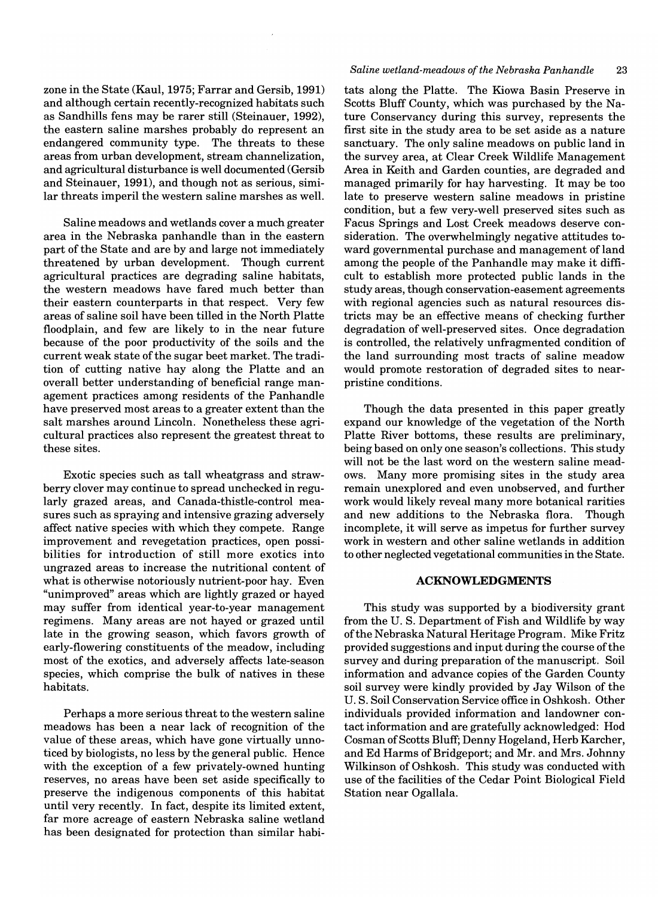zone in the State (Kaul, 1975; Farrar and Gersib, 1991) and although certain recently-recognized habitats such as Sandhills fens may be rarer still (Steinauer, 1992), the eastern saline marshes probably do represent an endangered community type. The threats to these areas from urban development, stream channelization, and agricultural disturbance is well documented (Gersib and Steinauer, 1991), and though not as serious, similar threats imperil the western saline marshes as well.

Saline meadows and wetlands cover a much greater area in the Nebraska panhandle than in the eastern part of the State and are by and large not immediately threatened by urban development. Though current agricultural practices are degrading saline habitats, the western meadows have fared much better than their eastern counterparts in that respect. Very few areas of saline soil have been tilled in the North Platte floodplain, and few are likely to in the near future because of the poor productivity of the soils and the current weak state of the sugar beet market. The tradition of cutting native hay along the Platte and an overall better understanding of beneficial range management practices among residents of the Panhandle have preserved most areas to a greater extent than the salt marshes around Lincoln. Nonetheless these agricultural practices also represent the greatest threat to these sites.

Exotic species such as tall wheatgrass and strawberry clover may continue to spread unchecked in regularly grazed areas, and Canada-thistle-control measures such as spraying and intensive grazing adversely affect native species with which they compete. Range improvement and revegetation practices, open possibilities for introduction of still more exotics into ungrazed areas to increase the nutritional content of what is otherwise notoriously nutrient-poor hay. Even "unimproved" areas which are lightly grazed or hayed may suffer from identical year-to-year management regimens. Many areas are not hayed or grazed until late in the growing season, which favors growth of early-flowering constituents of the meadow, including most of the exotics, and adversely affects late-season species, which comprise the bulk of natives in these habitats.

Perhaps a more serious threat to the western saline meadows has been a near lack of recognition of the value of these areas, which have gone virtually unnoticed by biologists, no less by the general public. Hence with the exception of a few privately-owned hunting reserves, no areas have been set aside specifically to preserve the indigenous components of this habitat until very recently. In fact, despite its limited extent, far more acreage of eastern Nebraska saline wetland has been designated for protection than similar habitats along the Platte. The Kiowa Basin Preserve in Scotts Bluff County, which was purchased by the Nature Conservancy during this survey, represents the first site in the study area to be set aside as a nature sanctuary. The only saline meadows on public land in the survey area, at Clear Creek Wildlife Management Area in Keith and Garden counties, are degraded and managed primarily for hay harvesting. It may be too late to preserve western saline meadows in pristine condition, but a few very-well preserved sites such as Facus Springs and Lost Creek meadows deserve consideration. The overwhelmingly negative attitudes toward governmental purchase and management of land among the people of the Panhandle may make it difficult to establish more protected public lands in the study areas, though conservation-easement agreements with regional agencies such as natural resources districts may be an effective means of checking further degradation of well-preserved sites. Once degradation is controlled, the relatively unfragmented condition of the land surrounding most tracts of saline meadow would promote restoration of degraded sites to near-pristine conditions.

Though the data presented in this paper greatly expand our knowledge of the vegetation of the North Platte River bottoms, these results are preliminary, being based on only one season's collections. This study will not be the last word on the western saline meadows. Many more promising sites in the study area remain unexplored and even unobserved, and further work would likely reveal many more botanical rarities and new additions to the Nebraska flora. Though incomplete, it will serve as impetus for further survey work in western and other saline wetlands in addition to other neglected vegetational communities in the State.

## ACKNOWLEDGMENTS

This study was supported by a biodiversity grant from the U. S. Department of Fish and Wildlife by way of the Nebraska Natural Heritage Program. Mike Fritz provided suggestions and input during the course of the survey and during preparation of the manuscript. Soil information and advance copies of the Garden County soil survey were kindly provided by Jay Wilson of the U. S. Soil Conservation Service office in Oshkosh. Other individuals provided information and landowner contact information and are gratefully acknowledged: Hod Cosman of Scotts Bluff; Denny Hogeland, Herb Karcher, and Ed Harms of Bridgeport; and Mr. and Mrs. Johnny Wilkinson of Oshkosh. This study was conducted with use of the facilities of the Cedar Point Biological Field Station near Ogallala.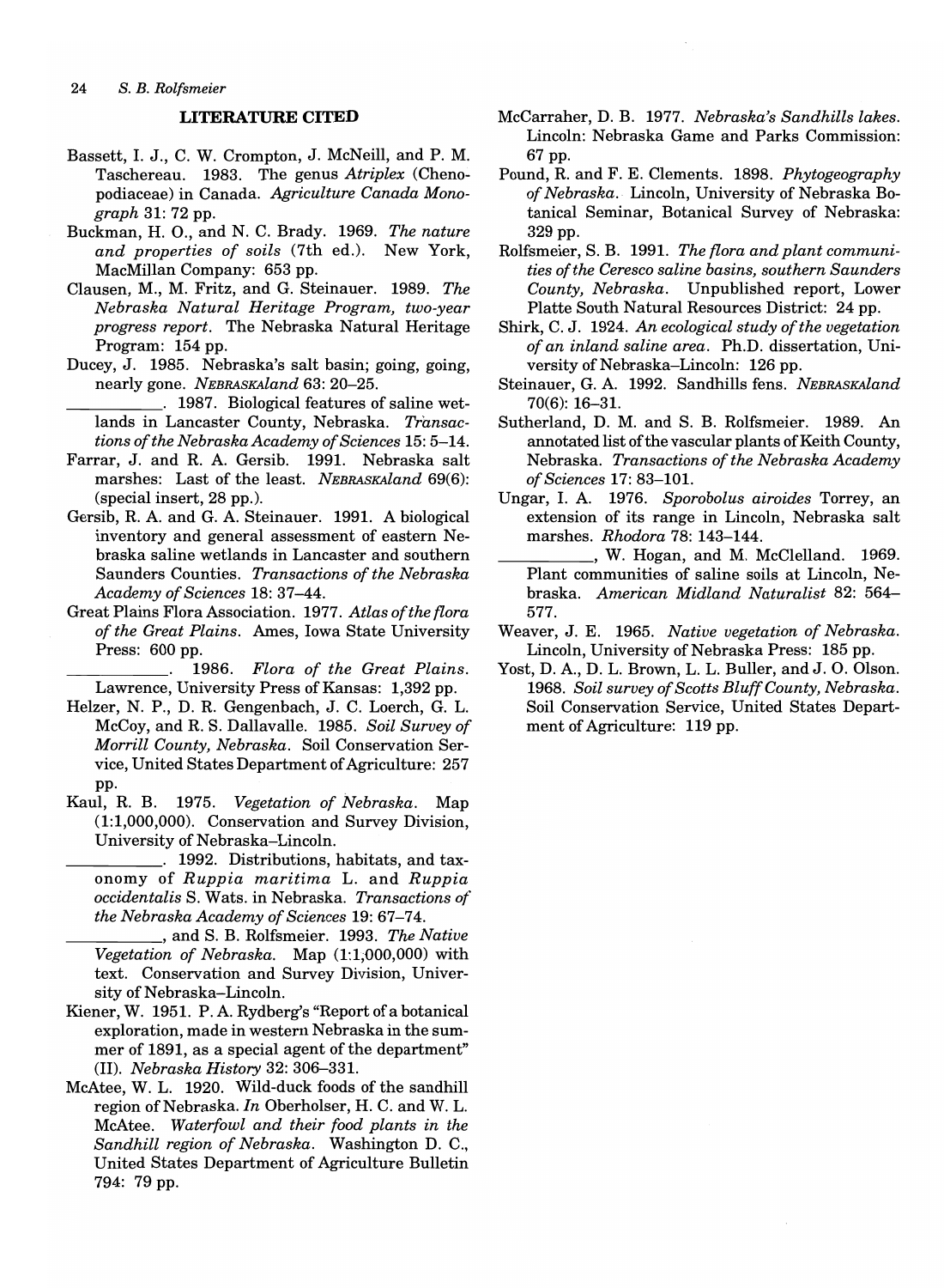## LITERATURE CITED

Bassett, I. J., C. W. Crompton, J. McNeill, and P. M. Taschereau. 1983. The genus *Atriplex* (Chenopodiaceae) in Canada. *Agriculture Canada Monograph* 31: 72 pp.

Buckman, H. O., and N. C. Brady. 1969. *The nature and properties of soils* (7th ed.). New York, MacMillan Company: 653 pp.

Clausen, M., M. Fritz, and G. Steinauer. 1989. *The Nebraska Natural Heritage Program, two-year progress report*. The Nebraska Natural Heritage Program: 154 pp.

Ducey, J. 1985. Nebraska's salt basin; going, going, nearly gone. *NEBRASKAland* 63: 20–25.

__________. 1987. Biological features of saline wetlands in Lancaster County, Nebraska. *Transactions of the Nebraska Academy of Sciences* 15: 5–14.

Farrar, J. and R. A. Gersib. 1991. Nebraska salt marshes: Last of the least. *NEBRASKAland* 69(6): (special insert, 28 pp.).

Gersib, R. A. and G. A. Steinauer. 1991. A biological inventory and general assessment of eastern Nebraska saline wetlands in Lancaster and southern Saunders Counties. *Transactions of the Nebraska Academy of Sciences* 18: 37–44.

Great Plains Flora Association. 1977. *Atlas of the flora of the Great Plains*. Ames, Iowa State University Press: 600 pp.

__________. 1986. *Flora of the Great Plains*. Lawrence, University Press of Kansas: 1,392 pp.

Helzer, N. P., D. R. Gengenbach, J. C. Loerch, G. L. McCoy, and R. S. Dallavalle. 1985. *Soil Survey of Morrill County, Nebraska*. Soil Conservation Service, United States Department of Agriculture: 257 pp.

Kaul, R. B. 1975. *Vegetation of Nebraska*. Map (1:1,000,000). Conservation and Survey Division, University of Nebraska–Lincoln.

__________. 1992. Distributions, habitats, and taxonomy of *Ruppia maritima* L. and *Ruppia occidentalis* S. Wats. in Nebraska. *Transactions of the Nebraska Academy of Sciences* 19: 67–74.

__________, and S. B. Rolfsmeier. 1993. *The Native Vegetation of Nebraska*. Map (1:1,000,000) with text. Conservation and Survey Division, University of Nebraska–Lincoln.

Kiener, W. 1951. P. A. Rydberg's "Report of a botanical exploration, made in western Nebraska in the summer of 1891, as a special agent of the department" (II). *Nebraska History* 32: 306–331.

McAtee, W. L. 1920. Wild-duck foods of the sandhill region of Nebraska. *In* Oberholser, H. C. and W. L. McAtee. *Waterfowl and their food plants in the Sandhill region of Nebraska*. Washington D. C., United States Department of Agriculture Bulletin 794: 79 pp.

McCarraher, D. B. 1977. *Nebraska's Sandhills lakes*. Lincoln: Nebraska Game and Parks Commission: 67 pp.

Pound, R. and F. E. Clements. 1898. *Phytogeography of Nebraska*. Lincoln, University of Nebraska Botanical Seminar, Botanical Survey of Nebraska: 329 pp.

Rolfsmeier, S. B. 1991. *The flora and plant communities of the Ceresco saline basins, southern Saunders County, Nebraska*. Unpublished report, Lower Platte South Natural Resources District: 24 pp.

Shirk, C. J. 1924. *An ecological study of the vegetation of an inland saline area*. Ph.D. dissertation, University of Nebraska–Lincoln: 126 pp.

Steinauer, G. A. 1992. Sandhills fens. *NEBRASKAland* 70(6): 16–31.

Sutherland, D. M. and S. B. Rolfsmeier. 1989. An annotated list of the vascular plants of Keith County, Nebraska. *Transactions of the Nebraska Academy of Sciences* 17: 83–101.

Ungar, I. A. 1976. *Sporobolus airoides* Torrey, an extension of its range in Lincoln, Nebraska salt marshes. *Rhodora* 78: 143–144.

__________, W. Hogan, and M. McClelland. 1969. Plant communities of saline soils at Lincoln, Nebraska. *American Midland Naturalist* 82: 564–577.

Weaver, J. E. 1965. *Native vegetation of Nebraska*. Lincoln, University of Nebraska Press: 185 pp.

Yost, D. A., D. L. Brown, L. L. Buller, and J. O. Olson. 1968. *Soil survey of Scotts Bluff County, Nebraska*. Soil Conservation Service, United States Department of Agriculture: 119 pp.